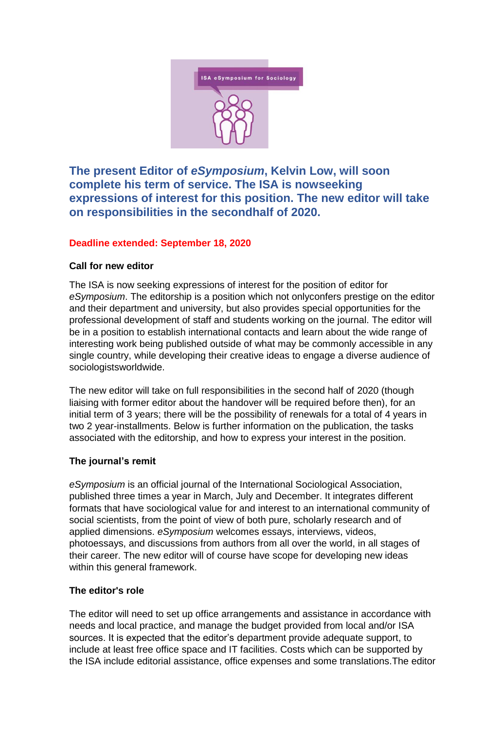## The present Editor of *eSymposium*, Kelvin Low, will soon complete his term of service. The ISA is nowseeking expressions of interest for this position. The new editor will take on responsibilities in the secondhalf of 2020.

**Deadline extended: September 18, 2020**

**Call for new editor**

The ISA is now seeking expressions of interest for the position of editor for *eSymposium*. The editorship is a position which not onlyconfers prestige on the editor and their department and university, but also provides special opportunities for the professional development of staff and students working on the journal. The editor will be in a position to establish international contacts and learn about the wide range of interesting work being published outside of what may be commonly accessible in any single country, while developing their creative ideas to engage a diverse audience of sociologistsworldwide.

The new editor will take on full responsibilities in the second half of 2020 (though liaising with former editor about the handover will be required before then), for an initial term of 3 years; there will be the possibility of renewals for a total of 4 years in two 2 year-installments. Below is further information on the publication, the tasks associated with the editorship, and how to express your interest in the position.

**The journal's remit**

*eSymposium* is an official journal of the International Sociological Association, published three times a year in March, July and December. It integrates different formats that have sociological value for and interest to an international community of social scientists, from the point of view of both pure, scholarly research and of applied dimensions. *eSymposium* welcomes essays, interviews, videos, photoessays, and discussions from authors from all over the world, in all stages of their career. The new editor will of course have scope for developing new ideas within this general framework.

**The editor's role**

The editor will need to set up office arrangements and assistance in accordance with needs and local practice, and manage the budget provided from local and/or ISA sources. It is expected that the editor's department provide adequate support, to include at least free office space and IT facilities. Costs which can be supported by the ISA include editorial assistance, office expenses and some translations.The editor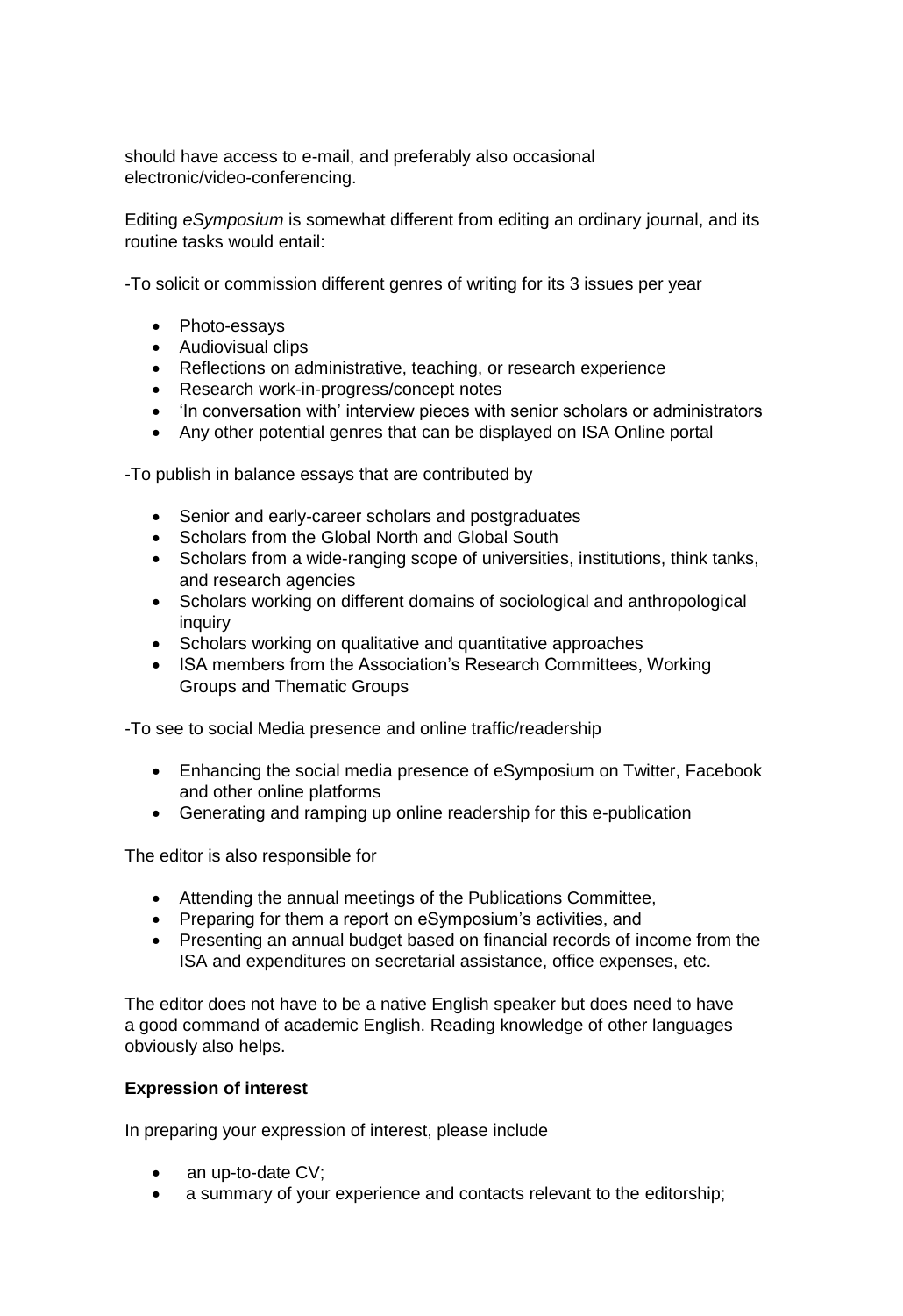should have access to e-mail, and preferably also occasional electronic/video-conferencing.

Editing *eSymposium* is somewhat different from editing an ordinary journal, and its routine tasks would entail:

-To solicit or commission different genres of writing for its 3 issues per year

- Photo-essays
- Audiovisual clips
- Reflections on administrative, teaching, or research experience
- Research work-in-progress/concept notes
- 'In conversation with' interview pieces with senior scholars or administrators
- Any other potential genres that can be displayed on ISA Online portal

-To publish in balance essays that are contributed by

- Senior and early-career scholars and postgraduates
- Scholars from the Global North and Global South
- Scholars from a wide-ranging scope of universities, institutions, think tanks, and research agencies
- Scholars working on different domains of sociological and anthropological inquiry
- Scholars working on qualitative and quantitative approaches
- ISA members from the Association's Research Committees, Working Groups and Thematic Groups

-To see to social Media presence and online traffic/readership

- Enhancing the social media presence of eSymposium on Twitter, Facebook and other online platforms
- Generating and ramping up online readership for this e-publication

The editor is also responsible for

- Attending the annual meetings of the Publications Committee,
- Preparing for them a report on eSymposium's activities, and
- Presenting an annual budget based on financial records of income from the ISA and expenditures on secretarial assistance, office expenses, etc.

The editor does not have to be a native English speaker but does need to have a good command of academic English. Reading knowledge of other languages obviously also helps.

**Expression of interest**

In preparing your expression of interest, please include

- an up-to-date CV;
- a summary of your experience and contacts relevant to the editorship;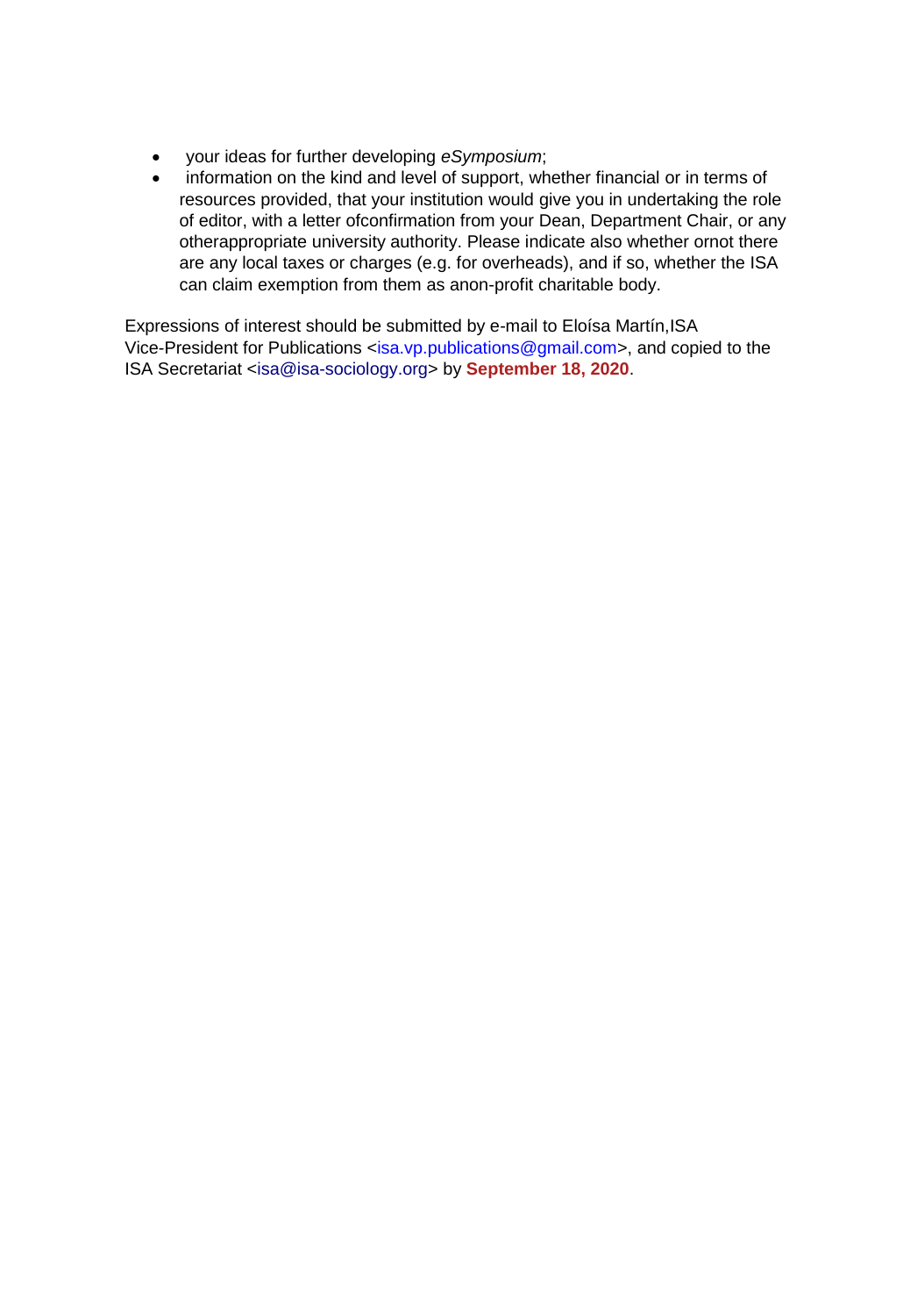- your ideas for further developing *eSymposium*;
- information on the kind and level of support, whether financial or in terms of resources provided, that your institution would give you in undertaking the role of editor, with a letter ofconfirmation from your Dean, Department Chair, or any otherappropriate university authority. Please indicate also whether ornot there are any local taxes or charges (e.g. for overheads), and if so, whether the ISA can claim exemption from them as anon-profit charitable body.

Expressions of interest should be submitted by e-mail to Eloísa Martín,ISA Vice-President for Publications <isa.vp.publications@gmail.com>, and copied to the ISA Secretariat <isa@isa-sociology.org> by **September 18, 2020**.